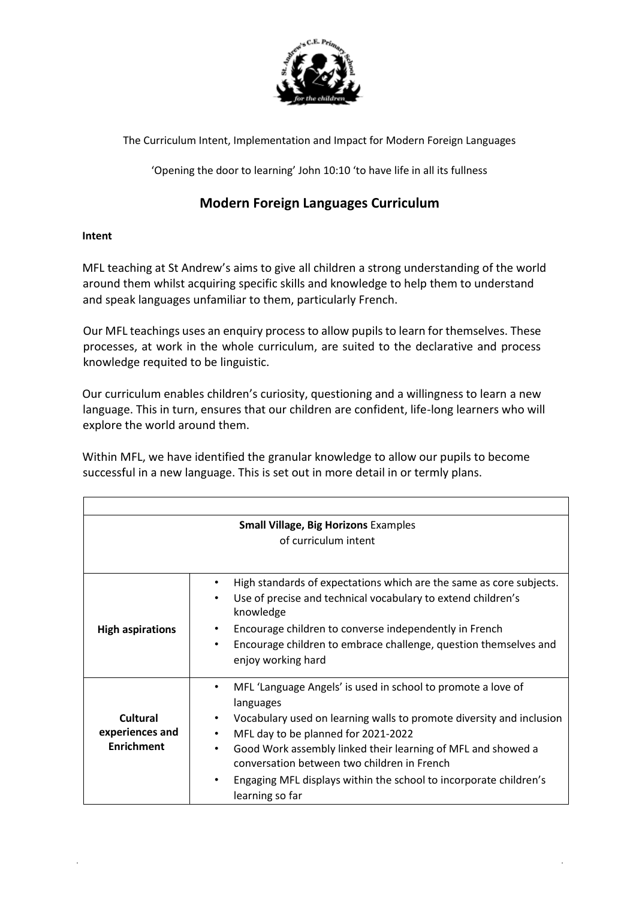The Curriculum Intent, Implementation and Impact for Modern Foreign Languages

'Opening the door to learning' John 10:10 'to have life in all its fullness

# Modern Foreign Languages Curriculum

**Intent**

MFL teaching at St Andrew's aims to give all children a strong understanding of the world around them whilst acquiring specific skills and knowledge to help them to understand and speak languages unfamiliar to them, particularly French.

Our MFL teachings uses an enquiry process to allow pupils to learn for themselves. These processes, at work in the whole curriculum, are suited to the declarative and process knowledge requited to be linguistic.

Our curriculum enables children's curiosity, questioning and a willingness to learn a new language. This in turn, ensures that our children are confident, life-long learners who will explore the world around them.

Within MFL, we have identified the granular knowledge to allow our pupils to become successful in a new language. This is set out in more detail in or termly plans.

| **Small Village, Big Horizons** Examples of curriculum intent | |
|---|---|
| **High aspirations** | • High standards of expectations which are the same as core subjects.<br>• Use of precise and technical vocabulary to extend children's knowledge<br>• Encourage children to converse independently in French<br>• Encourage children to embrace challenge, question themselves and enjoy working hard |
| **Cultural experiences and Enrichment** | • MFL 'Language Angels' is used in school to promote a love of languages<br>• Vocabulary used on learning walls to promote diversity and inclusion<br>• MFL day to be planned for 2021-2022<br>• Good Work assembly linked their learning of MFL and showed a conversation between two children in French<br>• Engaging MFL displays within the school to incorporate children's learning so far |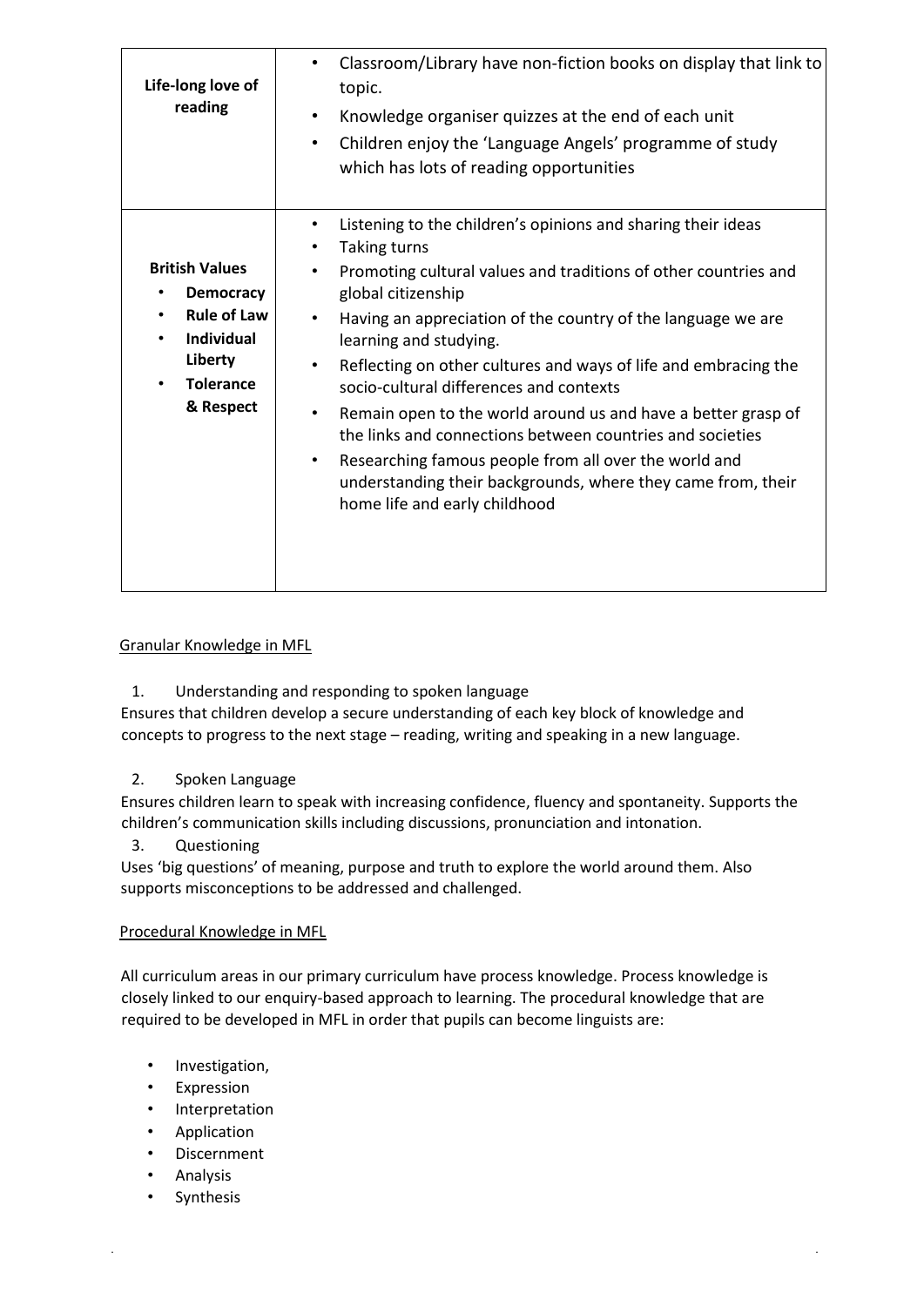| Life-long love of reading | • Classroom/Library have non-fiction books on display that link to topic.<br>• Knowledge organiser quizzes at the end of each unit<br>• Children enjoy the 'Language Angels' programme of study which has lots of reading opportunities |
|---|---|
| **British Values**<br>• **Democracy**<br>• **Rule of Law**<br>• **Individual Liberty**<br>• **Tolerance & Respect** | • Listening to the children's opinions and sharing their ideas<br>• Taking turns<br>• Promoting cultural values and traditions of other countries and global citizenship<br>• Having an appreciation of the country of the language we are learning and studying.<br>• Reflecting on other cultures and ways of life and embracing the socio-cultural differences and contexts<br>• Remain open to the world around us and have a better grasp of the links and connections between countries and societies<br>• Researching famous people from all over the world and understanding their backgrounds, where they came from, their home life and early childhood |

<u>Granular Knowledge in MFL</u>

1. Understanding and responding to spoken language

Ensures that children develop a secure understanding of each key block of knowledge and concepts to progress to the next stage – reading, writing and speaking in a new language.

2. Spoken Language

Ensures children learn to speak with increasing confidence, fluency and spontaneity. Supports the children's communication skills including discussions, pronunciation and intonation.

3. Questioning

Uses 'big questions' of meaning, purpose and truth to explore the world around them. Also supports misconceptions to be addressed and challenged.

<u>Procedural Knowledge in MFL</u>

All curriculum areas in our primary curriculum have process knowledge. Process knowledge is closely linked to our enquiry-based approach to learning. The procedural knowledge that are required to be developed in MFL in order that pupils can become linguists are:

- Investigation,
- Expression
- Interpretation
- Application
- Discernment
- Analysis
- Synthesis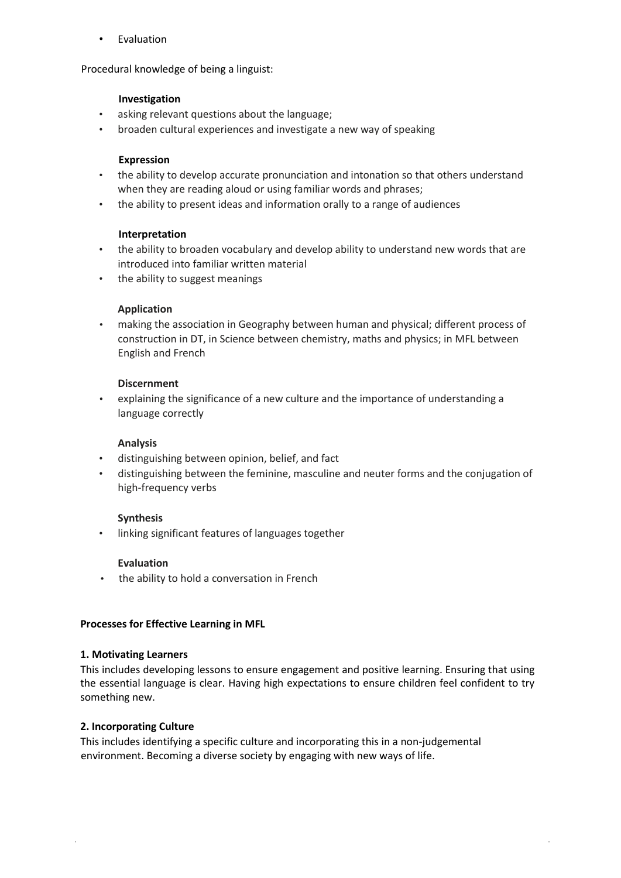- Evaluation

Procedural knowledge of being a linguist:

**Investigation**

- asking relevant questions about the language;
- broaden cultural experiences and investigate a new way of speaking

**Expression**

- the ability to develop accurate pronunciation and intonation so that others understand when they are reading aloud or using familiar words and phrases;
- the ability to present ideas and information orally to a range of audiences

**Interpretation**

- the ability to broaden vocabulary and develop ability to understand new words that are introduced into familiar written material
- the ability to suggest meanings

**Application**

- making the association in Geography between human and physical; different process of construction in DT, in Science between chemistry, maths and physics; in MFL between English and French

**Discernment**

- explaining the significance of a new culture and the importance of understanding a language correctly

**Analysis**

- distinguishing between opinion, belief, and fact
- distinguishing between the feminine, masculine and neuter forms and the conjugation of high-frequency verbs

**Synthesis**

- linking significant features of languages together

**Evaluation**

- the ability to hold a conversation in French

**Processes for Effective Learning in MFL**

**1. Motivating Learners**

This includes developing lessons to ensure engagement and positive learning. Ensuring that using the essential language is clear. Having high expectations to ensure children feel confident to try something new.

**2. Incorporating Culture**

This includes identifying a specific culture and incorporating this in a non-judgemental environment. Becoming a diverse society by engaging with new ways of life.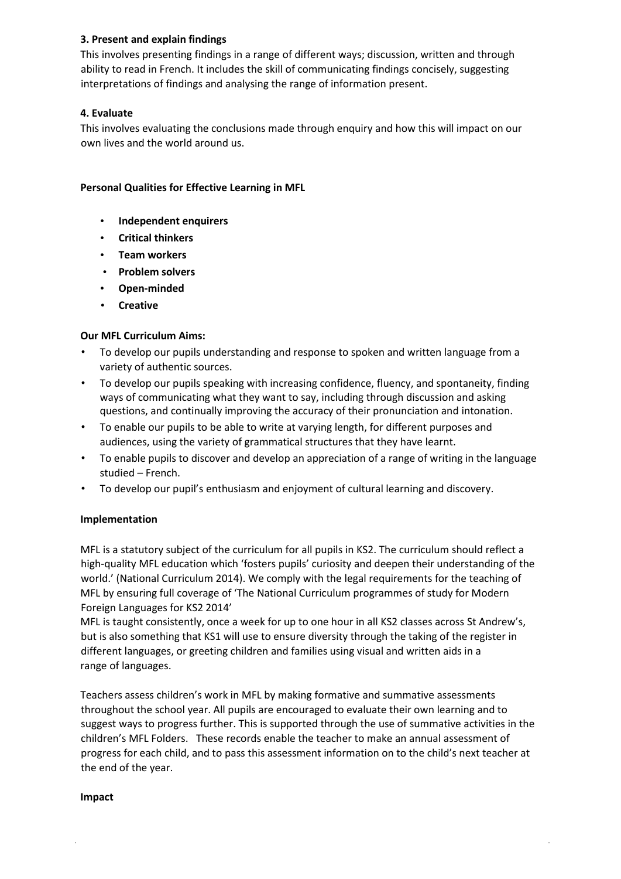**3. Present and explain findings**

This involves presenting findings in a range of different ways; discussion, written and through ability to read in French. It includes the skill of communicating findings concisely, suggesting interpretations of findings and analysing the range of information present.

**4. Evaluate**

This involves evaluating the conclusions made through enquiry and how this will impact on our own lives and the world around us.

**Personal Qualities for Effective Learning in MFL**

- **Independent enquirers**
- **Critical thinkers**
- **Team workers**
- **Problem solvers**
- **Open-minded**
- **Creative**

**Our MFL Curriculum Aims:**

- To develop our pupils understanding and response to spoken and written language from a variety of authentic sources.
- To develop our pupils speaking with increasing confidence, fluency, and spontaneity, finding ways of communicating what they want to say, including through discussion and asking questions, and continually improving the accuracy of their pronunciation and intonation.
- To enable our pupils to be able to write at varying length, for different purposes and audiences, using the variety of grammatical structures that they have learnt.
- To enable pupils to discover and develop an appreciation of a range of writing in the language studied – French.
- To develop our pupil's enthusiasm and enjoyment of cultural learning and discovery.

**Implementation**

MFL is a statutory subject of the curriculum for all pupils in KS2. The curriculum should reflect a high-quality MFL education which 'fosters pupils' curiosity and deepen their understanding of the world.' (National Curriculum 2014). We comply with the legal requirements for the teaching of MFL by ensuring full coverage of 'The National Curriculum programmes of study for Modern Foreign Languages for KS2 2014'

MFL is taught consistently, once a week for up to one hour in all KS2 classes across St Andrew's, but is also something that KS1 will use to ensure diversity through the taking of the register in different languages, or greeting children and families using visual and written aids in a range of languages.

Teachers assess children's work in MFL by making formative and summative assessments throughout the school year. All pupils are encouraged to evaluate their own learning and to suggest ways to progress further. This is supported through the use of summative activities in the children's MFL Folders. These records enable the teacher to make an annual assessment of progress for each child, and to pass this assessment information on to the child's next teacher at the end of the year.

**Impact**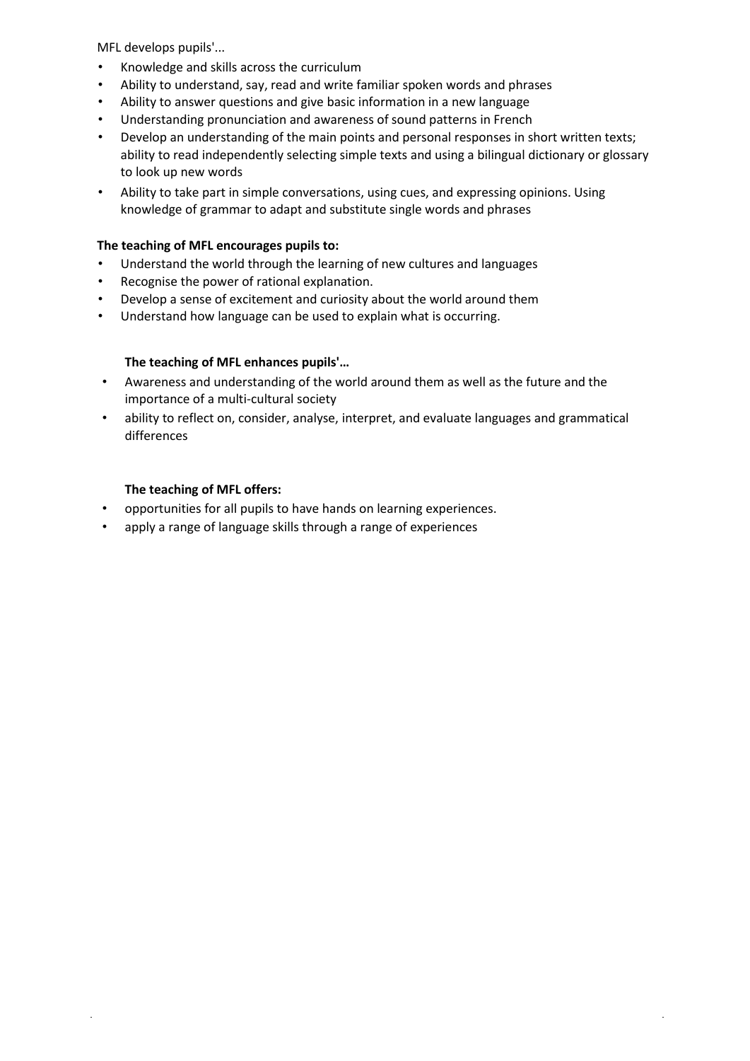MFL develops pupils'...

- Knowledge and skills across the curriculum
- Ability to understand, say, read and write familiar spoken words and phrases
- Ability to answer questions and give basic information in a new language
- Understanding pronunciation and awareness of sound patterns in French
- Develop an understanding of the main points and personal responses in short written texts; ability to read independently selecting simple texts and using a bilingual dictionary or glossary to look up new words
- Ability to take part in simple conversations, using cues, and expressing opinions. Using knowledge of grammar to adapt and substitute single words and phrases

**The teaching of MFL encourages pupils to:**

- Understand the world through the learning of new cultures and languages
- Recognise the power of rational explanation.
- Develop a sense of excitement and curiosity about the world around them
- Understand how language can be used to explain what is occurring.

**The teaching of MFL enhances pupils'…**

- Awareness and understanding of the world around them as well as the future and the importance of a multi-cultural society
- ability to reflect on, consider, analyse, interpret, and evaluate languages and grammatical differences

**The teaching of MFL offers:**

- opportunities for all pupils to have hands on learning experiences.
- apply a range of language skills through a range of experiences